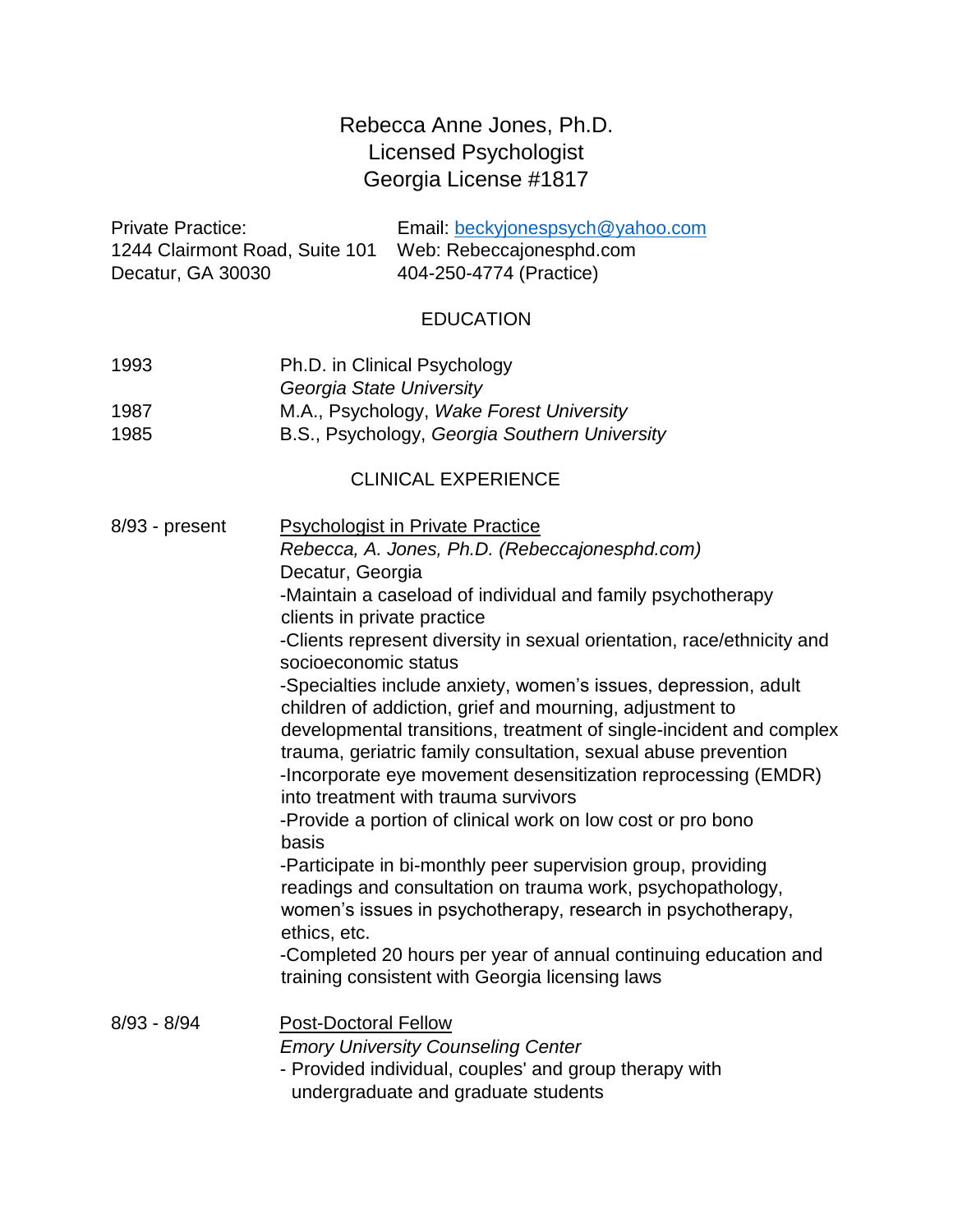# Rebecca Anne Jones, Ph.D.
Licensed Psychologist
Georgia License #1817

Private Practice:
1244 Clairmont Road, Suite 101
Decatur, GA 30030

Email: beckyjonespsych@yahoo.com
Web: Rebeccajonesphd.com
404-250-4774 (Practice)

## EDUCATION

1993 — Ph.D. in Clinical Psychology
*Georgia State University*

1987 — M.A., Psychology, *Wake Forest University*

1985 — B.S., Psychology, *Georgia Southern University*

## CLINICAL EXPERIENCE

**8/93 - present** — Psychologist in Private Practice
*Rebecca, A. Jones, Ph.D. (Rebeccajonesphd.com)*
Decatur, Georgia

-Maintain a caseload of individual and family psychotherapy clients in private practice
-Clients represent diversity in sexual orientation, race/ethnicity and socioeconomic status
-Specialties include anxiety, women's issues, depression, adult children of addiction, grief and mourning, adjustment to developmental transitions, treatment of single-incident and complex trauma, geriatric family consultation, sexual abuse prevention
-Incorporate eye movement desensitization reprocessing (EMDR) into treatment with trauma survivors
-Provide a portion of clinical work on low cost or pro bono basis
-Participate in bi-monthly peer supervision group, providing readings and consultation on trauma work, psychopathology, women's issues in psychotherapy, research in psychotherapy, ethics, etc.
-Completed 20 hours per year of annual continuing education and training consistent with Georgia licensing laws

**8/93 - 8/94** — Post-Doctoral Fellow
*Emory University Counseling Center*

- Provided individual, couples' and group therapy with undergraduate and graduate students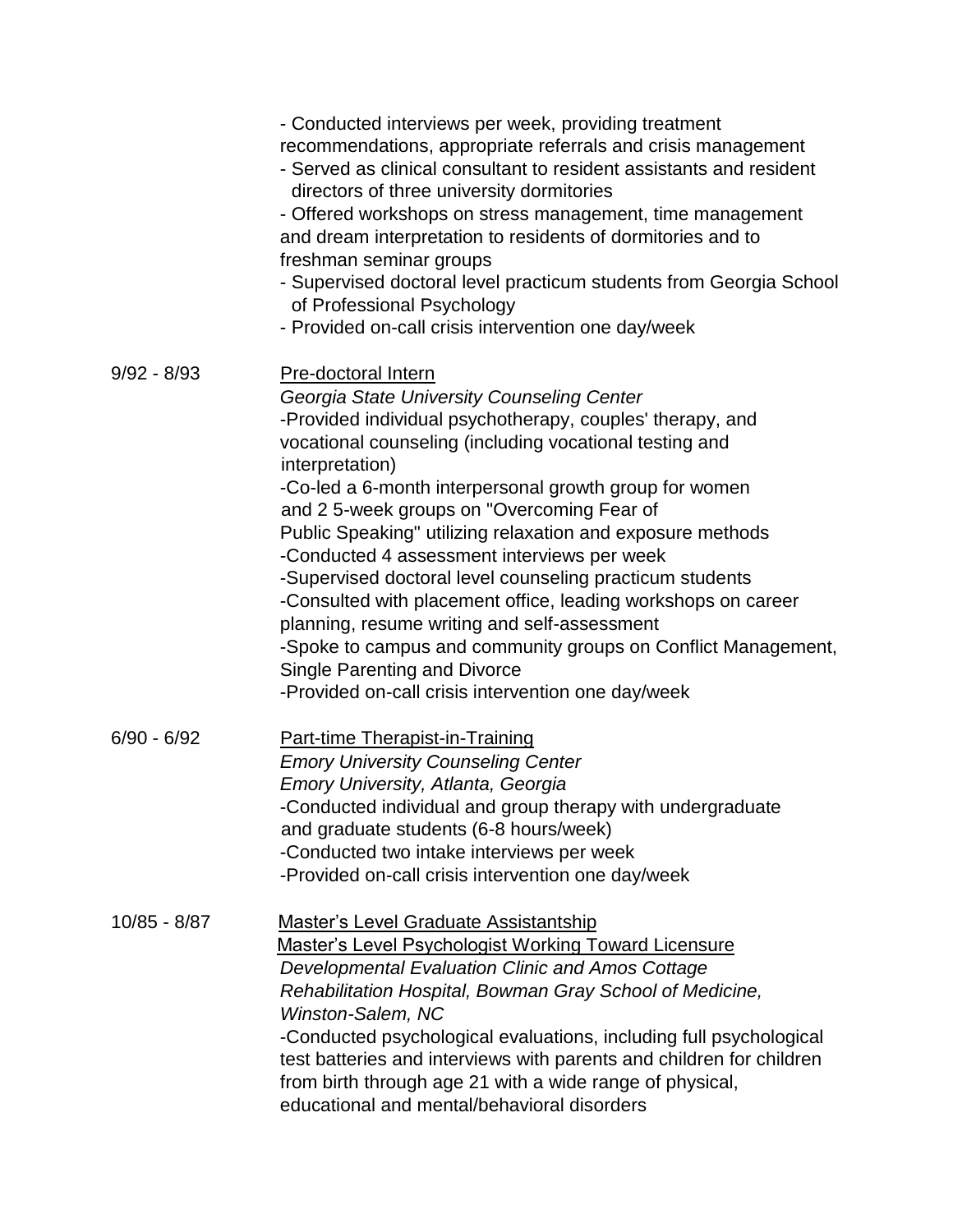- Conducted interviews per week, providing treatment recommendations, appropriate referrals and crisis management
- Served as clinical consultant to resident assistants and resident directors of three university dormitories
- Offered workshops on stress management, time management and dream interpretation to residents of dormitories and to freshman seminar groups
- Supervised doctoral level practicum students from Georgia School of Professional Psychology
- Provided on-call crisis intervention one day/week

9/92 - 8/93

Pre-doctoral Intern

*Georgia State University Counseling Center*

- Provided individual psychotherapy, couples' therapy, and vocational counseling (including vocational testing and interpretation)
- Co-led a 6-month interpersonal growth group for women and 2 5-week groups on "Overcoming Fear of Public Speaking" utilizing relaxation and exposure methods
- Conducted 4 assessment interviews per week
- Supervised doctoral level counseling practicum students
- Consulted with placement office, leading workshops on career planning, resume writing and self-assessment
- Spoke to campus and community groups on Conflict Management, Single Parenting and Divorce
- Provided on-call crisis intervention one day/week

6/90 - 6/92

Part-time Therapist-in-Training

*Emory University Counseling Center*
*Emory University, Atlanta, Georgia*

- Conducted individual and group therapy with undergraduate and graduate students (6-8 hours/week)
- Conducted two intake interviews per week
- Provided on-call crisis intervention one day/week

10/85 - 8/87

Master's Level Graduate Assistantship
Master's Level Psychologist Working Toward Licensure

*Developmental Evaluation Clinic and Amos Cottage Rehabilitation Hospital, Bowman Gray School of Medicine, Winston-Salem, NC*

- Conducted psychological evaluations, including full psychological test batteries and interviews with parents and children for children from birth through age 21 with a wide range of physical, educational and mental/behavioral disorders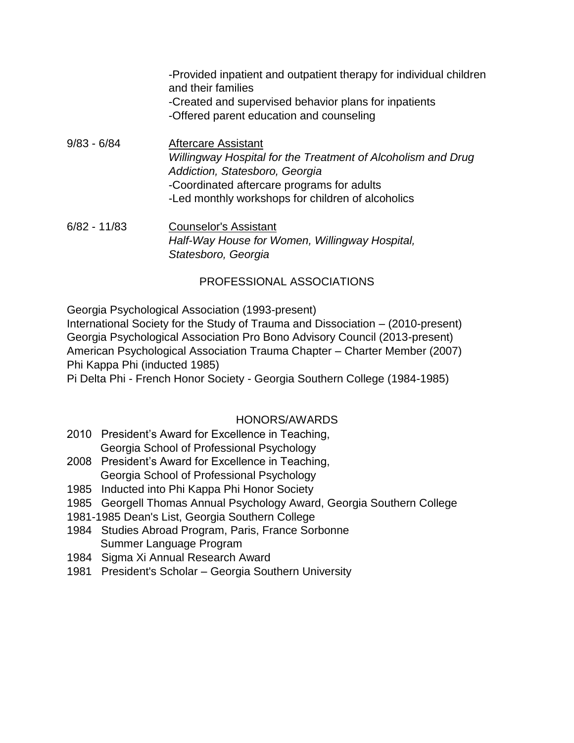-Provided inpatient and outpatient therapy for individual children and their families
-Created and supervised behavior plans for inpatients
-Offered parent education and counseling

9/83 - 6/84 Aftercare Assistant
*Willingway Hospital for the Treatment of Alcoholism and Drug Addiction, Statesboro, Georgia*
-Coordinated aftercare programs for adults
-Led monthly workshops for children of alcoholics

6/82 - 11/83 Counselor's Assistant
*Half-Way House for Women, Willingway Hospital, Statesboro, Georgia*

## PROFESSIONAL ASSOCIATIONS

Georgia Psychological Association (1993-present)
International Society for the Study of Trauma and Dissociation – (2010-present)
Georgia Psychological Association Pro Bono Advisory Council (2013-present)
American Psychological Association Trauma Chapter – Charter Member (2007)
Phi Kappa Phi (inducted 1985)
Pi Delta Phi - French Honor Society - Georgia Southern College (1984-1985)

## HONORS/AWARDS

2010 President's Award for Excellence in Teaching, Georgia School of Professional Psychology
2008 President's Award for Excellence in Teaching, Georgia School of Professional Psychology
1985 Inducted into Phi Kappa Phi Honor Society
1985 Georgell Thomas Annual Psychology Award, Georgia Southern College
1981-1985 Dean's List, Georgia Southern College
1984 Studies Abroad Program, Paris, France Sorbonne Summer Language Program
1984 Sigma Xi Annual Research Award
1981 President's Scholar – Georgia Southern University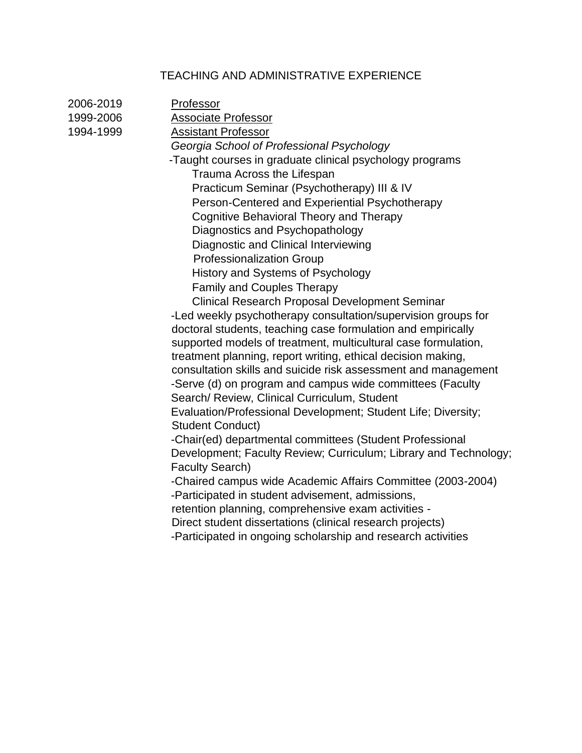## TEACHING AND ADMINISTRATIVE EXPERIENCE

2006-2019 Professor
1999-2006 Associate Professor
1994-1999 Assistant Professor

*Georgia School of Professional Psychology*

-Taught courses in graduate clinical psychology programs
- Trauma Across the Lifespan
- Practicum Seminar (Psychotherapy) III & IV
- Person-Centered and Experiential Psychotherapy
- Cognitive Behavioral Theory and Therapy
- Diagnostics and Psychopathology
- Diagnostic and Clinical Interviewing
- Professionalization Group
- History and Systems of Psychology
- Family and Couples Therapy
- Clinical Research Proposal Development Seminar

-Led weekly psychotherapy consultation/supervision groups for doctoral students, teaching case formulation and empirically supported models of treatment, multicultural case formulation, treatment planning, report writing, ethical decision making, consultation skills and suicide risk assessment and management
-Serve (d) on program and campus wide committees (Faculty Search/ Review, Clinical Curriculum, Student Evaluation/Professional Development; Student Life; Diversity; Student Conduct)
-Chair(ed) departmental committees (Student Professional Development; Faculty Review; Curriculum; Library and Technology; Faculty Search)
-Chaired campus wide Academic Affairs Committee (2003-2004)
-Participated in student advisement, admissions, retention planning, comprehensive exam activities -
Direct student dissertations (clinical research projects)
-Participated in ongoing scholarship and research activities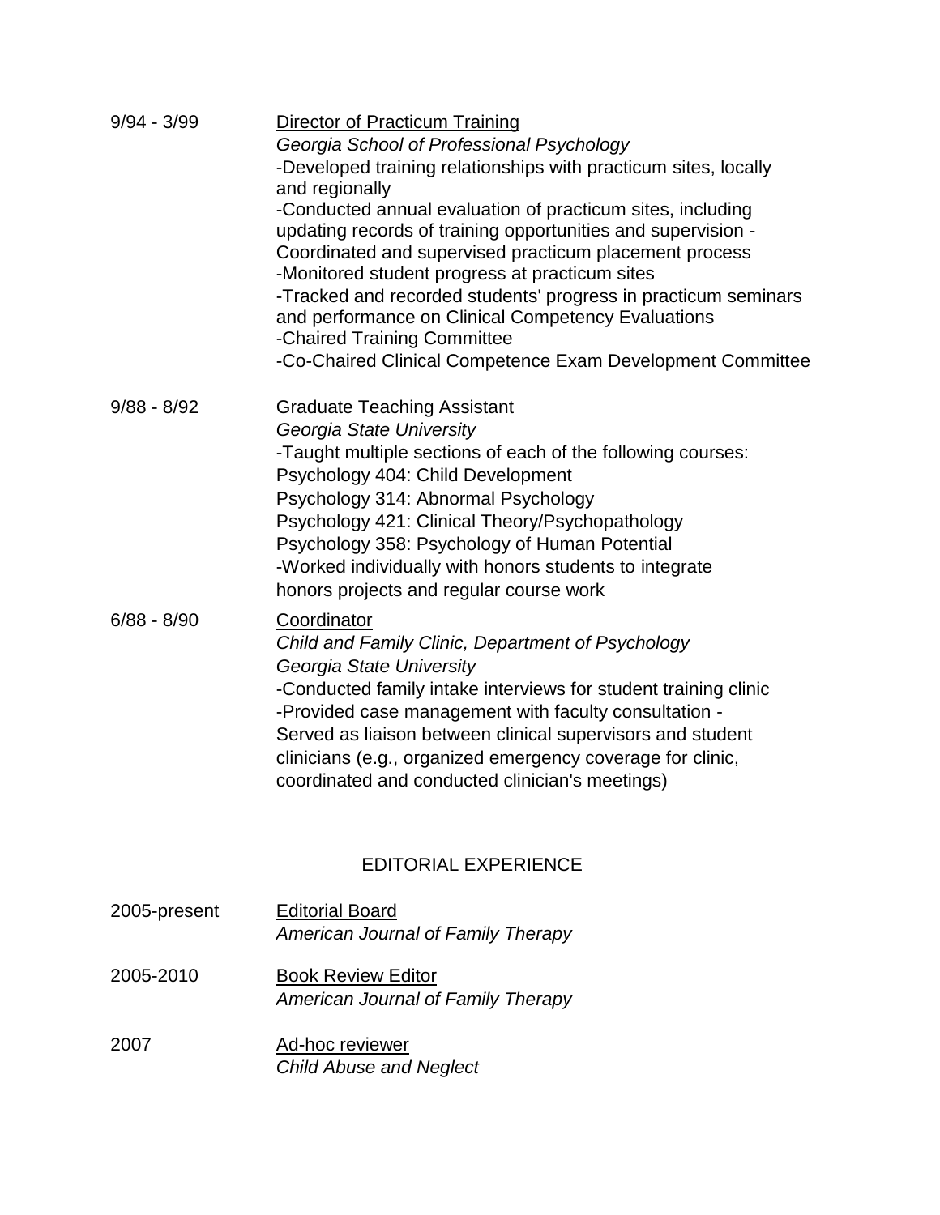9/94 - 3/99 Director of Practicum Training
*Georgia School of Professional Psychology*
-Developed training relationships with practicum sites, locally and regionally
-Conducted annual evaluation of practicum sites, including updating records of training opportunities and supervision
-Coordinated and supervised practicum placement process
-Monitored student progress at practicum sites
-Tracked and recorded students' progress in practicum seminars and performance on Clinical Competency Evaluations
-Chaired Training Committee
-Co-Chaired Clinical Competence Exam Development Committee

9/88 - 8/92 Graduate Teaching Assistant
*Georgia State University*
-Taught multiple sections of each of the following courses:
Psychology 404: Child Development
Psychology 314: Abnormal Psychology
Psychology 421: Clinical Theory/Psychopathology
Psychology 358: Psychology of Human Potential
-Worked individually with honors students to integrate honors projects and regular course work

6/88 - 8/90 Coordinator
*Child and Family Clinic, Department of Psychology*
*Georgia State University*
-Conducted family intake interviews for student training clinic
-Provided case management with faculty consultation
-Served as liaison between clinical supervisors and student clinicians (e.g., organized emergency coverage for clinic, coordinated and conducted clinician's meetings)

## EDITORIAL EXPERIENCE

2005-present Editorial Board
*American Journal of Family Therapy*

2005-2010 Book Review Editor
*American Journal of Family Therapy*

2007 Ad-hoc reviewer
*Child Abuse and Neglect*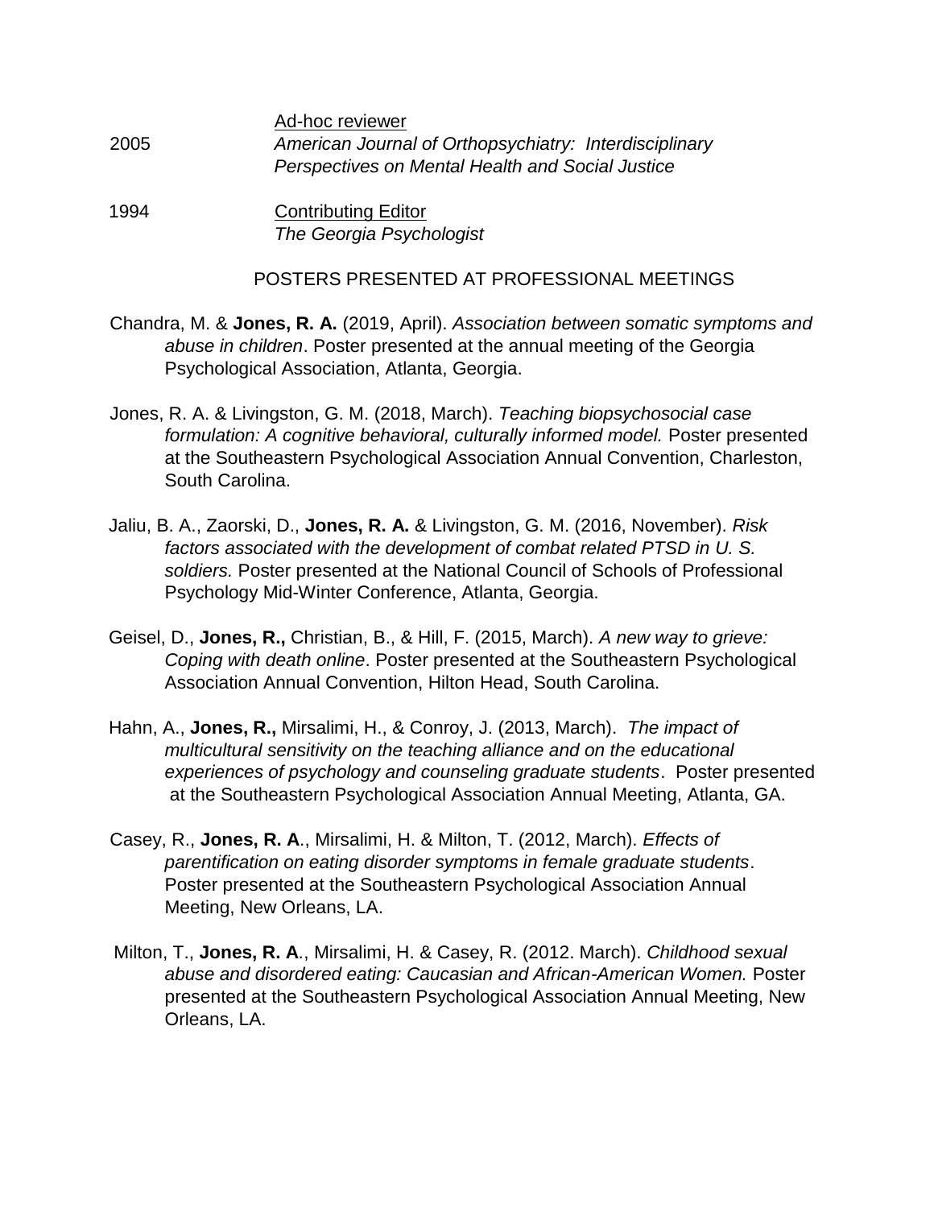| | |
|---|---|
| | Ad-hoc reviewer |
| 2005 | *American Journal of Orthopsychiatry: Interdisciplinary Perspectives on Mental Health and Social Justice* |
| 1994 | Contributing Editor<br>*The Georgia Psychologist* |

## POSTERS PRESENTED AT PROFESSIONAL MEETINGS

Chandra, M. & **Jones, R. A.** (2019, April). *Association between somatic symptoms and abuse in children*. Poster presented at the annual meeting of the Georgia Psychological Association, Atlanta, Georgia.

Jones, R. A. & Livingston, G. M. (2018, March). *Teaching biopsychosocial case formulation: A cognitive behavioral, culturally informed model.* Poster presented at the Southeastern Psychological Association Annual Convention, Charleston, South Carolina.

Jaliu, B. A., Zaorski, D., **Jones, R. A.** & Livingston, G. M. (2016, November). *Risk factors associated with the development of combat related PTSD in U. S. soldiers.* Poster presented at the National Council of Schools of Professional Psychology Mid-Winter Conference, Atlanta, Georgia.

Geisel, D., **Jones, R.,** Christian, B., & Hill, F. (2015, March). *A new way to grieve: Coping with death online*. Poster presented at the Southeastern Psychological Association Annual Convention, Hilton Head, South Carolina.

Hahn, A., **Jones, R.,** Mirsalimi, H., & Conroy, J. (2013, March). *The impact of multicultural sensitivity on the teaching alliance and on the educational experiences of psychology and counseling graduate students*. Poster presented at the Southeastern Psychological Association Annual Meeting, Atlanta, GA.

Casey, R., **Jones, R. A**., Mirsalimi, H. & Milton, T. (2012, March). *Effects of parentification on eating disorder symptoms in female graduate students*. Poster presented at the Southeastern Psychological Association Annual Meeting, New Orleans, LA.

Milton, T., **Jones, R. A**., Mirsalimi, H. & Casey, R. (2012. March). *Childhood sexual abuse and disordered eating: Caucasian and African-American Women.* Poster presented at the Southeastern Psychological Association Annual Meeting, New Orleans, LA.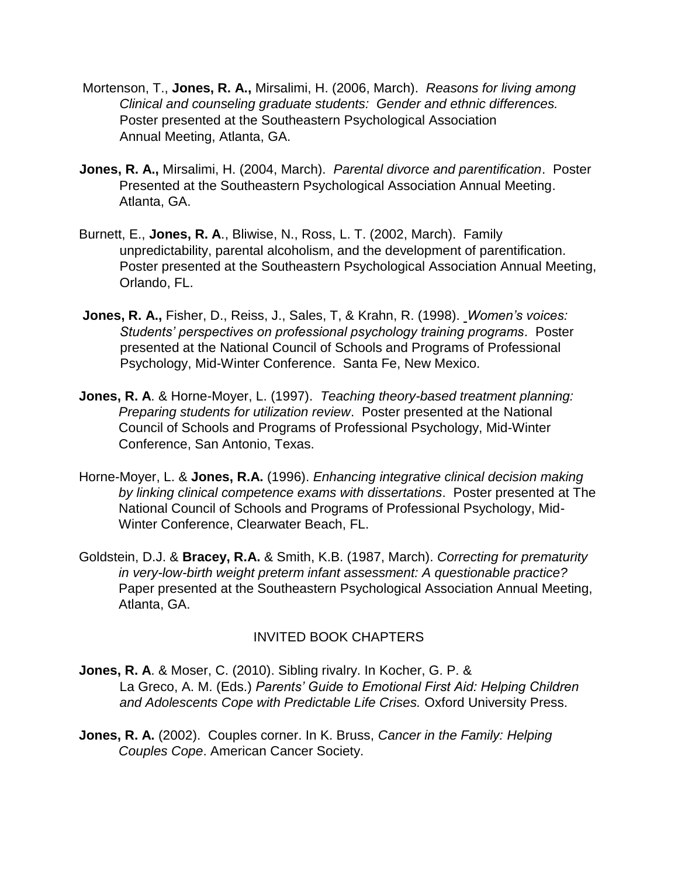Mortenson, T., **Jones, R. A.,** Mirsalimi, H. (2006, March). *Reasons for living among Clinical and counseling graduate students: Gender and ethnic differences.* Poster presented at the Southeastern Psychological Association Annual Meeting, Atlanta, GA.

**Jones, R. A.,** Mirsalimi, H. (2004, March). *Parental divorce and parentification*. Poster Presented at the Southeastern Psychological Association Annual Meeting. Atlanta, GA.

Burnett, E., **Jones, R. A**., Bliwise, N., Ross, L. T. (2002, March). Family unpredictability, parental alcoholism, and the development of parentification. Poster presented at the Southeastern Psychological Association Annual Meeting, Orlando, FL.

**Jones, R. A.,** Fisher, D., Reiss, J., Sales, T, & Krahn, R. (1998). *Women's voices: Students' perspectives on professional psychology training programs*. Poster presented at the National Council of Schools and Programs of Professional Psychology, Mid-Winter Conference. Santa Fe, New Mexico.

**Jones, R. A**. & Horne-Moyer, L. (1997). *Teaching theory-based treatment planning: Preparing students for utilization review*. Poster presented at the National Council of Schools and Programs of Professional Psychology, Mid-Winter Conference, San Antonio, Texas.

Horne-Moyer, L. & **Jones, R.A.** (1996). *Enhancing integrative clinical decision making by linking clinical competence exams with dissertations*. Poster presented at The National Council of Schools and Programs of Professional Psychology, Mid-Winter Conference, Clearwater Beach, FL.

Goldstein, D.J. & **Bracey, R.A.** & Smith, K.B. (1987, March). *Correcting for prematurity in very-low-birth weight preterm infant assessment: A questionable practice?* Paper presented at the Southeastern Psychological Association Annual Meeting, Atlanta, GA.

## INVITED BOOK CHAPTERS

**Jones, R. A**. & Moser, C. (2010). Sibling rivalry. In Kocher, G. P. & La Greco, A. M. (Eds.) *Parents' Guide to Emotional First Aid: Helping Children and Adolescents Cope with Predictable Life Crises.* Oxford University Press.

**Jones, R. A.** (2002). Couples corner. In K. Bruss, *Cancer in the Family: Helping Couples Cope*. American Cancer Society.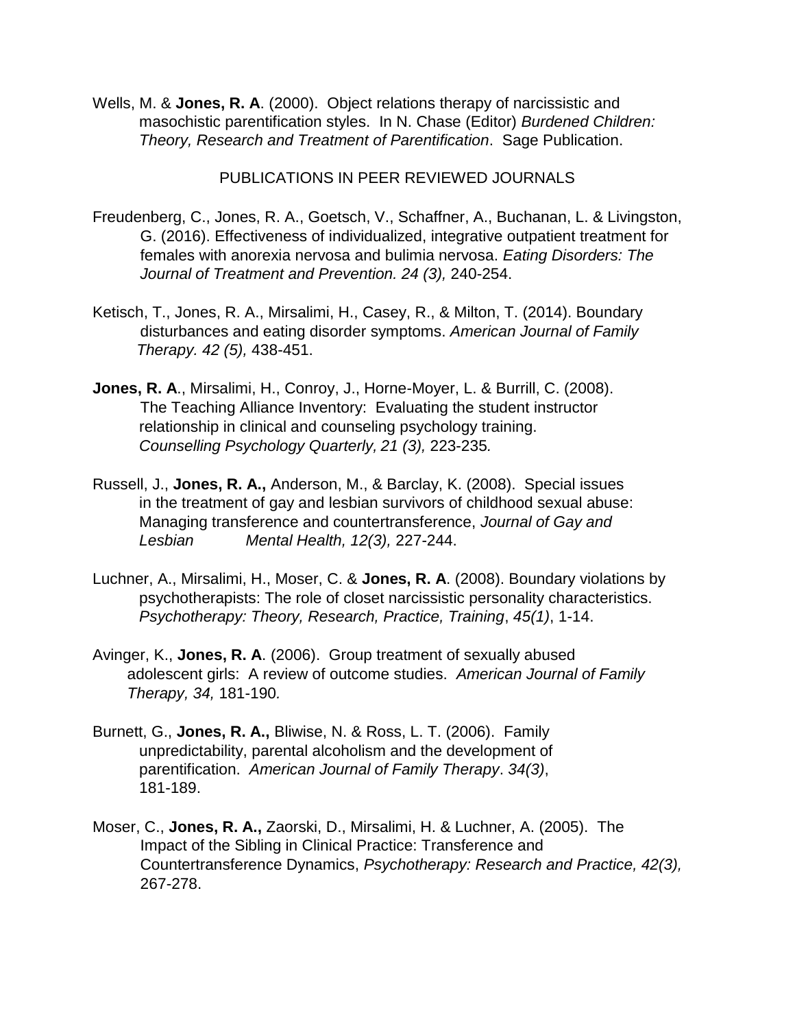Wells, M. & **Jones, R. A**. (2000). Object relations therapy of narcissistic and masochistic parentification styles. In N. Chase (Editor) *Burdened Children: Theory, Research and Treatment of Parentification*. Sage Publication.

PUBLICATIONS IN PEER REVIEWED JOURNALS

Freudenberg, C., Jones, R. A., Goetsch, V., Schaffner, A., Buchanan, L. & Livingston, G. (2016). Effectiveness of individualized, integrative outpatient treatment for females with anorexia nervosa and bulimia nervosa. *Eating Disorders: The Journal of Treatment and Prevention. 24 (3),* 240-254.

Ketisch, T., Jones, R. A., Mirsalimi, H., Casey, R., & Milton, T. (2014). Boundary disturbances and eating disorder symptoms. *American Journal of Family Therapy. 42 (5),* 438-451.

**Jones, R. A**., Mirsalimi, H., Conroy, J., Horne-Moyer, L. & Burrill, C. (2008). The Teaching Alliance Inventory: Evaluating the student instructor relationship in clinical and counseling psychology training. *Counselling Psychology Quarterly, 21 (3),* 223-235*.*

Russell, J., **Jones, R. A.,** Anderson, M., & Barclay, K. (2008). Special issues in the treatment of gay and lesbian survivors of childhood sexual abuse: Managing transference and countertransference, *Journal of Gay and Lesbian Mental Health, 12(3),* 227-244.

Luchner, A., Mirsalimi, H., Moser, C. & **Jones, R. A**. (2008). Boundary violations by psychotherapists: The role of closet narcissistic personality characteristics. *Psychotherapy: Theory, Research, Practice, Training*, *45(1)*, 1-14.

Avinger, K., **Jones, R. A**. (2006). Group treatment of sexually abused adolescent girls: A review of outcome studies. *American Journal of Family Therapy, 34,* 181-190*.*

Burnett, G., **Jones, R. A.,** Bliwise, N. & Ross, L. T. (2006). Family unpredictability, parental alcoholism and the development of parentification. *American Journal of Family Therapy*. *34(3)*, 181-189.

Moser, C., **Jones, R. A.,** Zaorski, D., Mirsalimi, H. & Luchner, A. (2005). The Impact of the Sibling in Clinical Practice: Transference and Countertransference Dynamics, *Psychotherapy: Research and Practice, 42(3),* 267-278.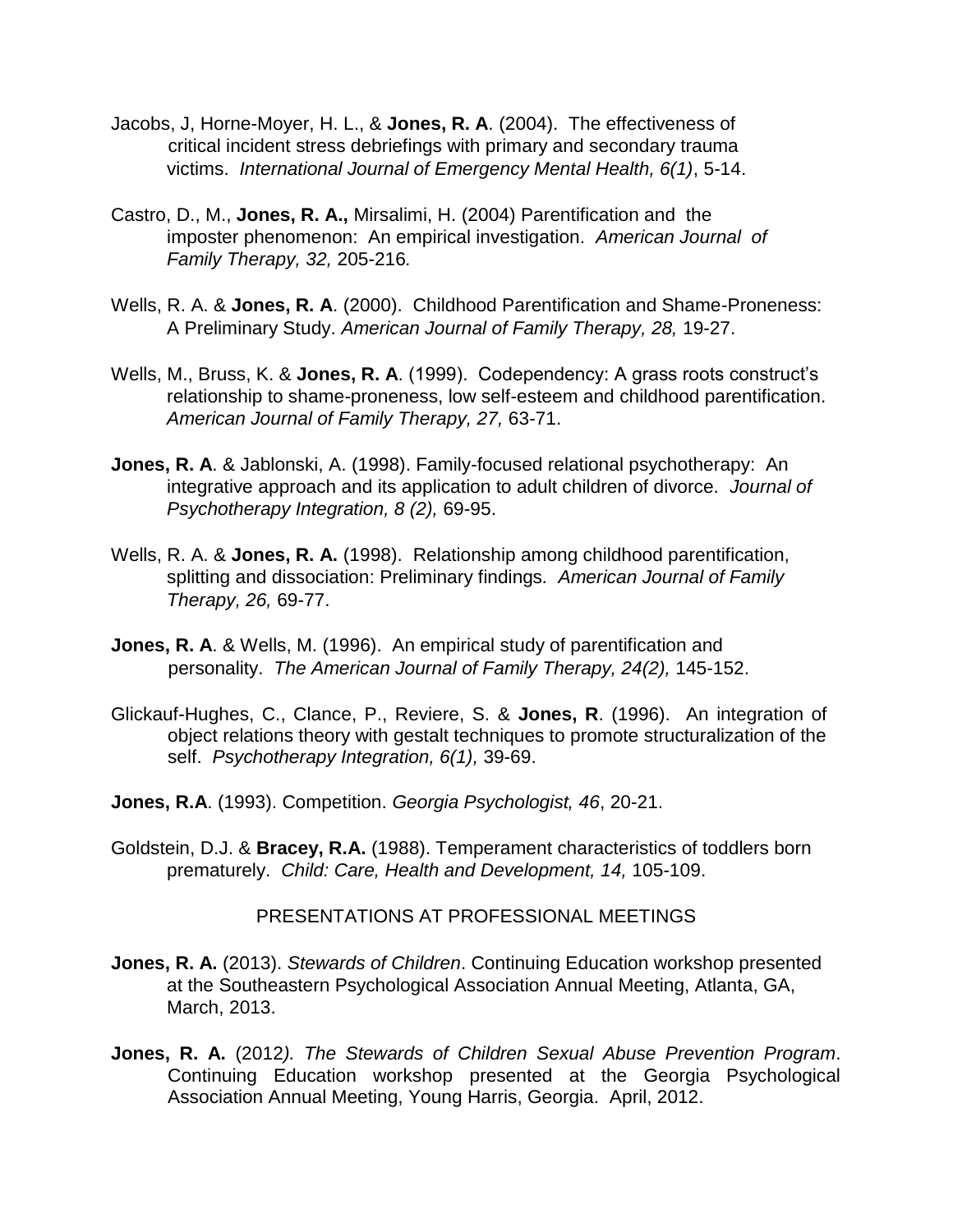Jacobs, J, Horne-Moyer, H. L., & **Jones, R. A**. (2004). The effectiveness of critical incident stress debriefings with primary and secondary trauma victims. *International Journal of Emergency Mental Health, 6(1)*, 5-14.

Castro, D., M., **Jones, R. A.,** Mirsalimi, H. (2004) Parentification and the imposter phenomenon: An empirical investigation. *American Journal of Family Therapy, 32,* 205-216*.*

Wells, R. A. & **Jones, R. A**. (2000). Childhood Parentification and Shame-Proneness: A Preliminary Study. *American Journal of Family Therapy, 28,* 19-27.

Wells, M., Bruss, K. & **Jones, R. A**. (1999). Codependency: A grass roots construct's relationship to shame-proneness, low self-esteem and childhood parentification. *American Journal of Family Therapy, 27,* 63-71.

**Jones, R. A**. & Jablonski, A. (1998). Family-focused relational psychotherapy: An integrative approach and its application to adult children of divorce. *Journal of Psychotherapy Integration, 8 (2),* 69-95.

Wells, R. A. & **Jones, R. A.** (1998). Relationship among childhood parentification, splitting and dissociation: Preliminary findings*. American Journal of Family Therapy, 26,* 69-77.

**Jones, R. A**. & Wells, M. (1996). An empirical study of parentification and personality. *The American Journal of Family Therapy, 24(2),* 145-152.

Glickauf-Hughes, C., Clance, P., Reviere, S. & **Jones, R**. (1996). An integration of object relations theory with gestalt techniques to promote structuralization of the self. *Psychotherapy Integration, 6(1),* 39-69.

**Jones, R.A**. (1993). Competition. *Georgia Psychologist, 46*, 20-21.

Goldstein, D.J. & **Bracey, R.A.** (1988). Temperament characteristics of toddlers born prematurely. *Child: Care, Health and Development, 14,* 105-109.

## PRESENTATIONS AT PROFESSIONAL MEETINGS

**Jones, R. A.** (2013). *Stewards of Children*. Continuing Education workshop presented at the Southeastern Psychological Association Annual Meeting, Atlanta, GA, March, 2013.

**Jones, R. A.** (2012*). The Stewards of Children Sexual Abuse Prevention Program*. Continuing Education workshop presented at the Georgia Psychological Association Annual Meeting, Young Harris, Georgia. April, 2012.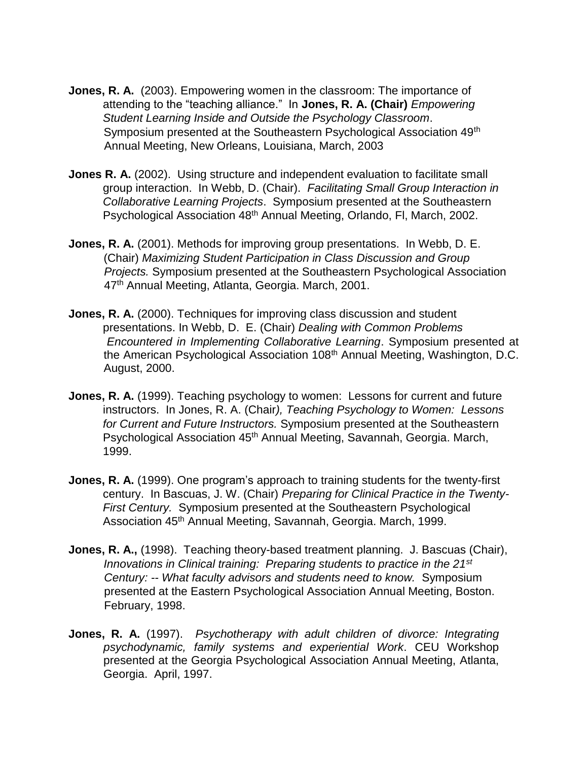**Jones, R. A.** (2003). Empowering women in the classroom: The importance of attending to the "teaching alliance." In **Jones, R. A. (Chair)** *Empowering Student Learning Inside and Outside the Psychology Classroom*. Symposium presented at the Southeastern Psychological Association 49th Annual Meeting, New Orleans, Louisiana, March, 2003

**Jones R. A.** (2002). Using structure and independent evaluation to facilitate small group interaction. In Webb, D. (Chair). *Facilitating Small Group Interaction in Collaborative Learning Projects*. Symposium presented at the Southeastern Psychological Association 48th Annual Meeting, Orlando, Fl, March, 2002.

**Jones, R. A.** (2001). Methods for improving group presentations. In Webb, D. E. (Chair) *Maximizing Student Participation in Class Discussion and Group Projects.* Symposium presented at the Southeastern Psychological Association 47th Annual Meeting, Atlanta, Georgia. March, 2001.

**Jones, R. A.** (2000). Techniques for improving class discussion and student presentations. In Webb, D. E. (Chair) *Dealing with Common Problems Encountered in Implementing Collaborative Learning*. Symposium presented at the American Psychological Association 108th Annual Meeting, Washington, D.C. August, 2000.

**Jones, R. A.** (1999). Teaching psychology to women: Lessons for current and future instructors. In Jones, R. A. (Chair*), Teaching Psychology to Women: Lessons for Current and Future Instructors.* Symposium presented at the Southeastern Psychological Association 45th Annual Meeting, Savannah, Georgia. March, 1999.

**Jones, R. A.** (1999). One program's approach to training students for the twenty-first century. In Bascuas, J. W. (Chair) *Preparing for Clinical Practice in the Twenty-First Century.* Symposium presented at the Southeastern Psychological Association 45th Annual Meeting, Savannah, Georgia. March, 1999.

**Jones, R. A.,** (1998). Teaching theory-based treatment planning. J. Bascuas (Chair), *Innovations in Clinical training: Preparing students to practice in the 21st Century: -- What faculty advisors and students need to know.* Symposium presented at the Eastern Psychological Association Annual Meeting, Boston. February, 1998.

**Jones, R. A.** (1997). *Psychotherapy with adult children of divorce: Integrating psychodynamic, family systems and experiential Work*. CEU Workshop presented at the Georgia Psychological Association Annual Meeting, Atlanta, Georgia. April, 1997.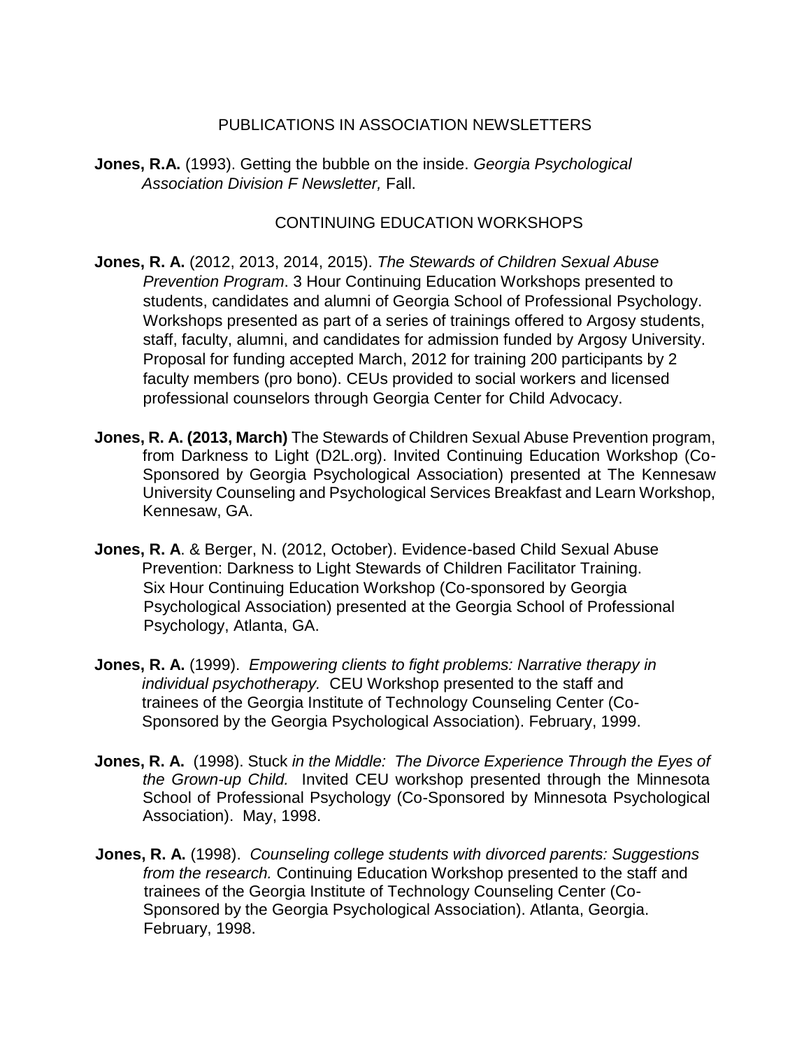## PUBLICATIONS IN ASSOCIATION NEWSLETTERS

**Jones, R.A.** (1993). Getting the bubble on the inside. *Georgia Psychological Association Division F Newsletter,* Fall.

## CONTINUING EDUCATION WORKSHOPS

**Jones, R. A.** (2012, 2013, 2014, 2015). *The Stewards of Children Sexual Abuse Prevention Program*. 3 Hour Continuing Education Workshops presented to students, candidates and alumni of Georgia School of Professional Psychology. Workshops presented as part of a series of trainings offered to Argosy students, staff, faculty, alumni, and candidates for admission funded by Argosy University. Proposal for funding accepted March, 2012 for training 200 participants by 2 faculty members (pro bono). CEUs provided to social workers and licensed professional counselors through Georgia Center for Child Advocacy.

**Jones, R. A. (2013, March)** The Stewards of Children Sexual Abuse Prevention program, from Darkness to Light (D2L.org). Invited Continuing Education Workshop (Co-Sponsored by Georgia Psychological Association) presented at The Kennesaw University Counseling and Psychological Services Breakfast and Learn Workshop, Kennesaw, GA.

**Jones, R. A**. & Berger, N. (2012, October). Evidence-based Child Sexual Abuse Prevention: Darkness to Light Stewards of Children Facilitator Training. Six Hour Continuing Education Workshop (Co-sponsored by Georgia Psychological Association) presented at the Georgia School of Professional Psychology, Atlanta, GA.

**Jones, R. A.** (1999). *Empowering clients to fight problems: Narrative therapy in individual psychotherapy.* CEU Workshop presented to the staff and trainees of the Georgia Institute of Technology Counseling Center (Co-Sponsored by the Georgia Psychological Association). February, 1999.

**Jones, R. A.** (1998). Stuck *in the Middle: The Divorce Experience Through the Eyes of the Grown-up Child.* Invited CEU workshop presented through the Minnesota School of Professional Psychology (Co-Sponsored by Minnesota Psychological Association). May, 1998.

**Jones, R. A.** (1998). *Counseling college students with divorced parents: Suggestions from the research.* Continuing Education Workshop presented to the staff and trainees of the Georgia Institute of Technology Counseling Center (Co-Sponsored by the Georgia Psychological Association). Atlanta, Georgia. February, 1998.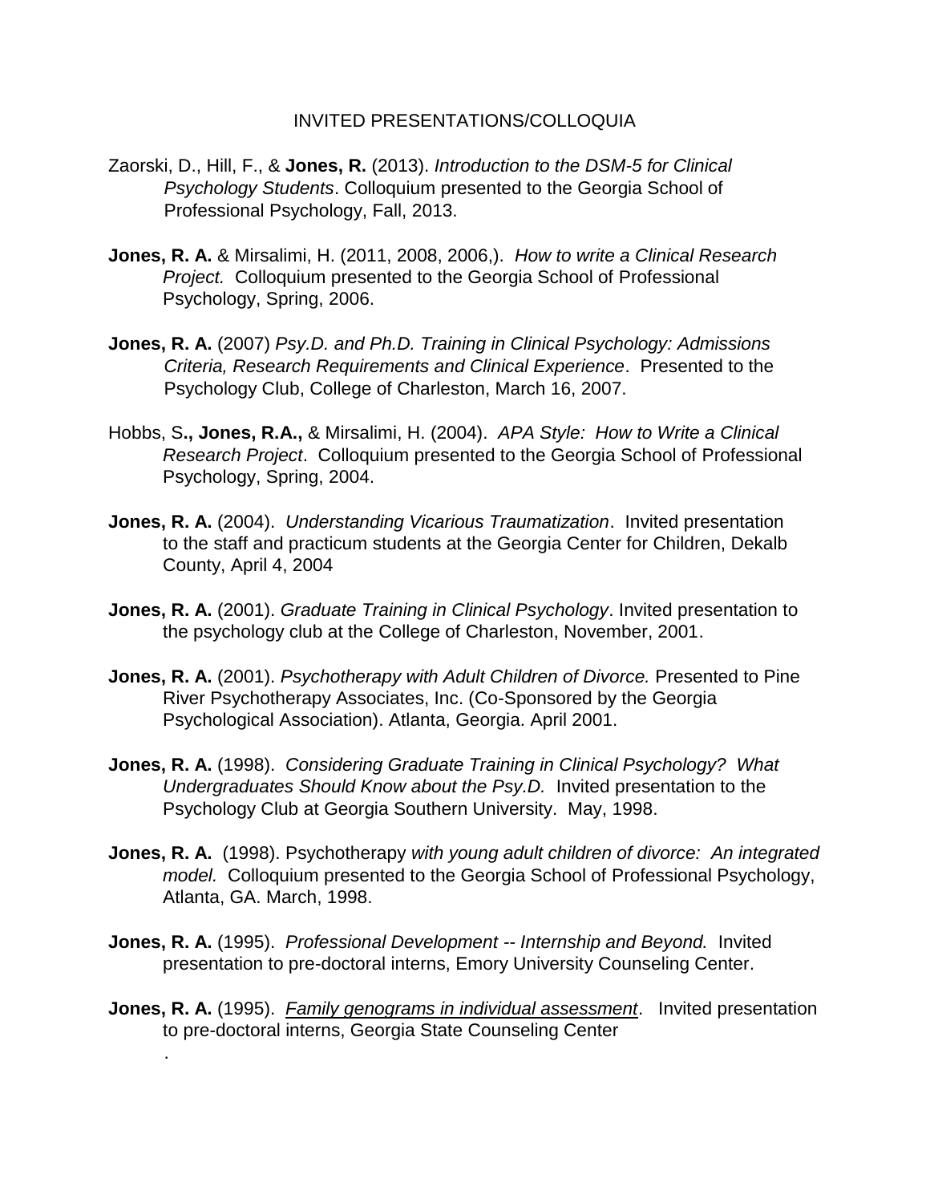## INVITED PRESENTATIONS/COLLOQUIA

Zaorski, D., Hill, F., & **Jones, R.** (2013). *Introduction to the DSM-5 for Clinical Psychology Students*. Colloquium presented to the Georgia School of Professional Psychology, Fall, 2013.

**Jones, R. A.** & Mirsalimi, H. (2011, 2008, 2006,). *How to write a Clinical Research Project.* Colloquium presented to the Georgia School of Professional Psychology, Spring, 2006.

**Jones, R. A.** (2007) *Psy.D. and Ph.D. Training in Clinical Psychology: Admissions Criteria, Research Requirements and Clinical Experience*. Presented to the Psychology Club, College of Charleston, March 16, 2007.

Hobbs, S**., Jones, R.A.,** & Mirsalimi, H. (2004). *APA Style: How to Write a Clinical Research Project*. Colloquium presented to the Georgia School of Professional Psychology, Spring, 2004.

**Jones, R. A.** (2004). *Understanding Vicarious Traumatization*. Invited presentation to the staff and practicum students at the Georgia Center for Children, Dekalb County, April 4, 2004

**Jones, R. A.** (2001). *Graduate Training in Clinical Psychology*. Invited presentation to the psychology club at the College of Charleston, November, 2001.

**Jones, R. A.** (2001). *Psychotherapy with Adult Children of Divorce.* Presented to Pine River Psychotherapy Associates, Inc. (Co-Sponsored by the Georgia Psychological Association). Atlanta, Georgia. April 2001.

**Jones, R. A.** (1998). *Considering Graduate Training in Clinical Psychology? What Undergraduates Should Know about the Psy.D.* Invited presentation to the Psychology Club at Georgia Southern University. May, 1998.

**Jones, R. A.** (1998). Psychotherapy *with young adult children of divorce: An integrated model.* Colloquium presented to the Georgia School of Professional Psychology, Atlanta, GA. March, 1998.

**Jones, R. A.** (1995). *Professional Development -- Internship and Beyond.* Invited presentation to pre-doctoral interns, Emory University Counseling Center.

**Jones, R. A.** (1995). <u>*Family genograms in individual assessment*</u>. Invited presentation to pre-doctoral interns, Georgia State Counseling Center

.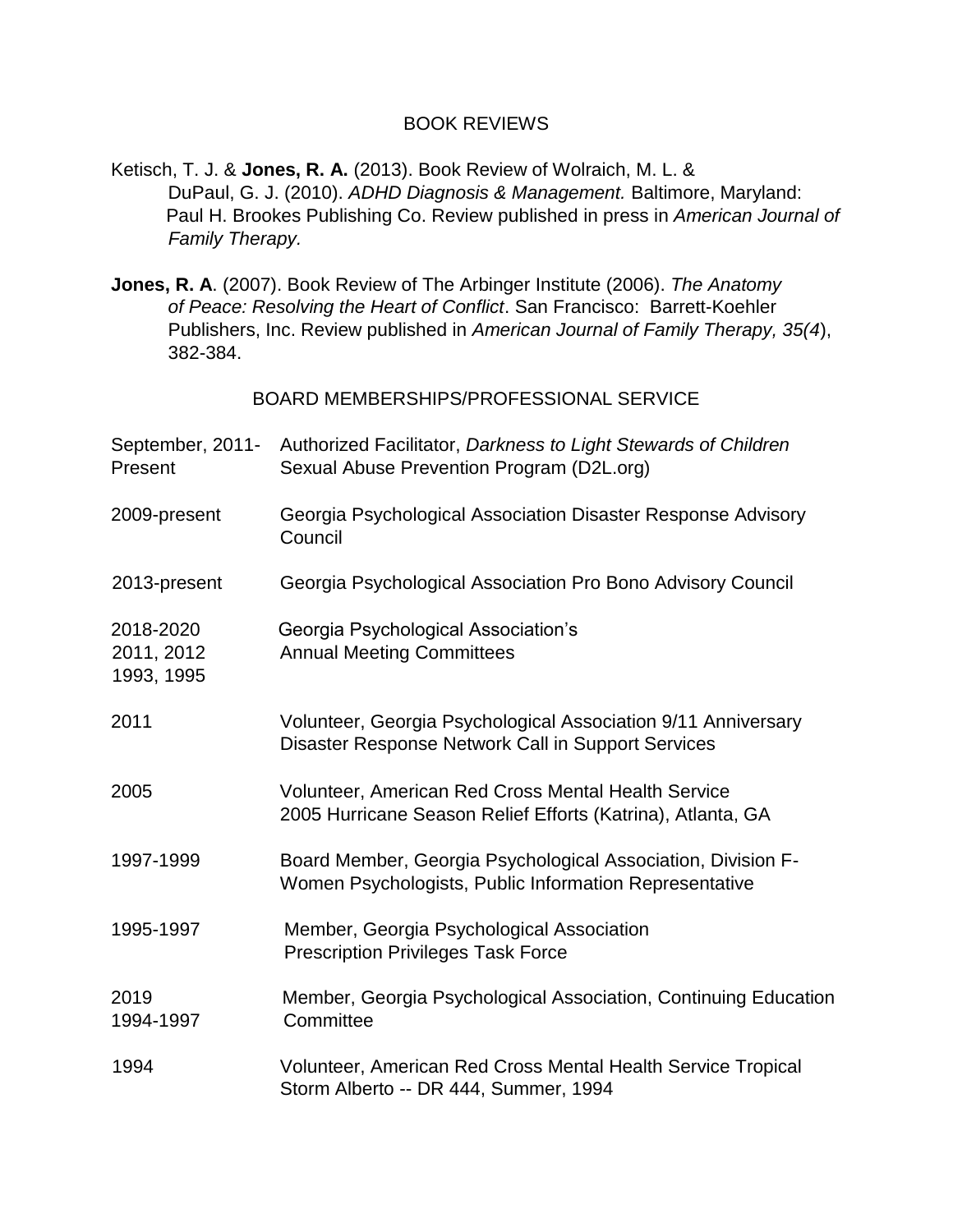## BOOK REVIEWS

Ketisch, T. J. & **Jones, R. A.** (2013). Book Review of Wolraich, M. L. & DuPaul, G. J. (2010). *ADHD Diagnosis & Management.* Baltimore, Maryland: Paul H. Brookes Publishing Co. Review published in press in *American Journal of Family Therapy.*

**Jones, R. A**. (2007). Book Review of The Arbinger Institute (2006). *The Anatomy of Peace: Resolving the Heart of Conflict*. San Francisco: Barrett-Koehler Publishers, Inc. Review published in *American Journal of Family Therapy, 35(4*), 382-384.

## BOARD MEMBERSHIPS/PROFESSIONAL SERVICE

| | |
|---|---|
| September, 2011-Present | Authorized Facilitator, *Darkness to Light Stewards of Children* Sexual Abuse Prevention Program (D2L.org) |
| 2009-present | Georgia Psychological Association Disaster Response Advisory Council |
| 2013-present | Georgia Psychological Association Pro Bono Advisory Council |
| 2018-2020<br>2011, 2012<br>1993, 1995 | Georgia Psychological Association's Annual Meeting Committees |
| 2011 | Volunteer, Georgia Psychological Association 9/11 Anniversary Disaster Response Network Call in Support Services |
| 2005 | Volunteer, American Red Cross Mental Health Service 2005 Hurricane Season Relief Efforts (Katrina), Atlanta, GA |
| 1997-1999 | Board Member, Georgia Psychological Association, Division F-Women Psychologists, Public Information Representative |
| 1995-1997 | Member, Georgia Psychological Association Prescription Privileges Task Force |
| 2019<br>1994-1997 | Member, Georgia Psychological Association, Continuing Education Committee |
| 1994 | Volunteer, American Red Cross Mental Health Service Tropical Storm Alberto -- DR 444, Summer, 1994 |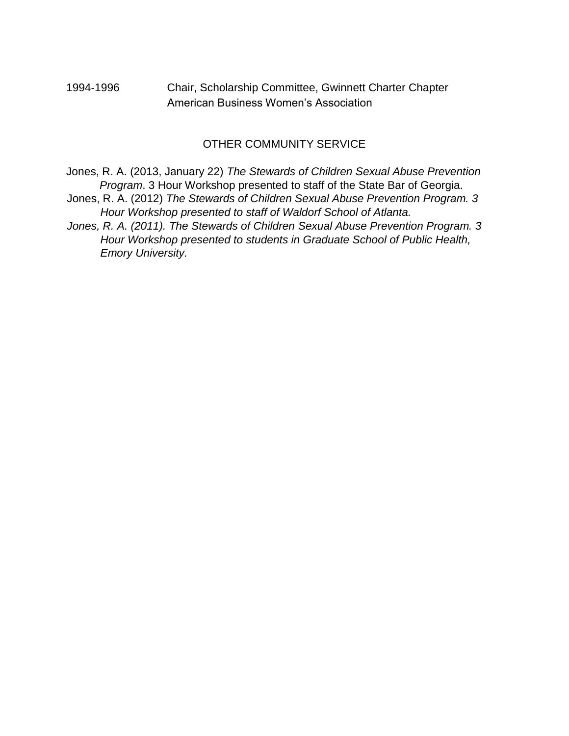1994-1996 Chair, Scholarship Committee, Gwinnett Charter Chapter American Business Women's Association

## OTHER COMMUNITY SERVICE

Jones, R. A. (2013, January 22) *The Stewards of Children Sexual Abuse Prevention Program*. 3 Hour Workshop presented to staff of the State Bar of Georgia.

Jones, R. A. (2012) *The Stewards of Children Sexual Abuse Prevention Program. 3 Hour Workshop presented to staff of Waldorf School of Atlanta.*

*Jones, R. A. (2011). The Stewards of Children Sexual Abuse Prevention Program. 3 Hour Workshop presented to students in Graduate School of Public Health, Emory University.*